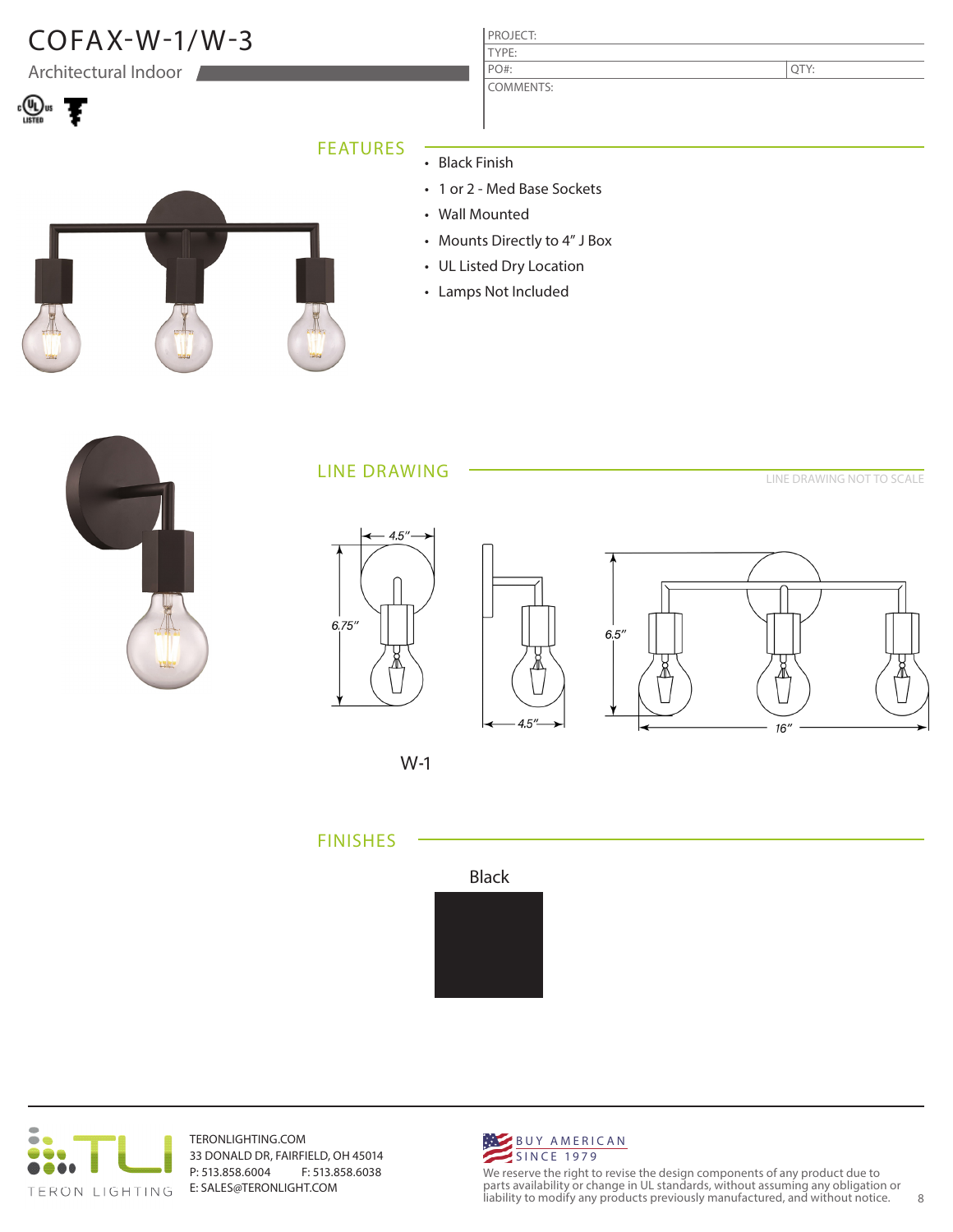# COFAX-W-1/W-3

Architectural Indoor

| PROJECT: | |
|---|---|
| TYPE: | |
| PO#: | QTY: |
| COMMENTS: | |

## FEATURES

- Black Finish
- 1 or 2 - Med Base Sockets
- Wall Mounted
- Mounts Directly to 4" J Box
- UL Listed Dry Location
- Lamps Not Included

## LINE DRAWING

LINE DRAWING NOT TO SCALE

4.5"

6.75"

4.5"

6.5"

16"

W-1

## FINISHES

Black

TERONLIGHTING.COM
33 DONALD DR, FAIRFIELD, OH 45014
P: 513.858.6004 F: 513.858.6038
E: SALES@TERONLIGHT.COM

TERON LIGHTING

BUY AMERICAN
SINCE 1979

We reserve the right to revise the design components of any product due to parts availability or change in UL standards, without assuming any obligation or liability to modify any products previously manufactured, and without notice.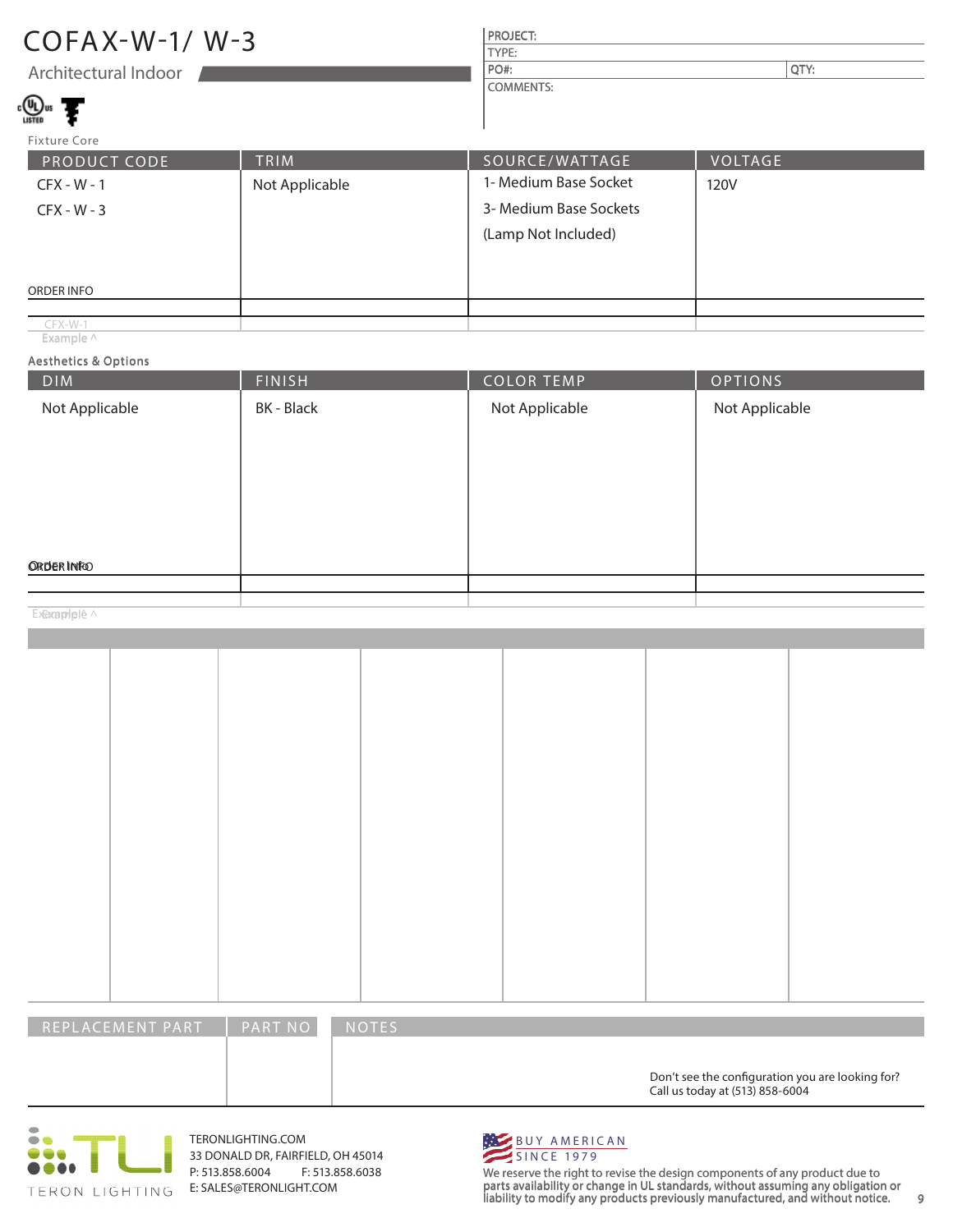# COFAX-W-1/ W-3

Architectural Indoor

| PROJECT: | |
|---|---|
| TYPE: | |
| PO#: | QTY: |
| COMMENTS: | |

Fixture Core

| PRODUCT CODE | TRIM | SOURCE/WATTAGE | VOLTAGE |
|---|---|---|---|
| CFX - W - 1<br>CFX - W - 3 | Not Applicable | 1- Medium Base Socket<br>3- Medium Base Sockets<br>(Lamp Not Included) | 120V |

ORDER INFO

| | | | |
|---|---|---|---|
| | | | |
| CFX-W-1 | | | |

Example ^

Aesthetics & Options

| DIM | FINISH | COLOR TEMP | OPTIONS |
|---|---|---|---|
| Not Applicable | BK - Black | Not Applicable | Not Applicable |

ORDER INFO

| | | | |
|---|---|---|---|
| | | | |

Example ^

| REPLACEMENT PART | PART NO | NOTES |
|---|---|---|
| | | Don't see the configuration you are looking for? Call us today at (513) 858-6004 |

TERON LIGHTING

TERONLIGHTING.COM
33 DONALD DR, FAIRFIELD, OH 45014
P: 513.858.6004 F: 513.858.6038
E: SALES@TERONLIGHT.COM

BUY AMERICAN SINCE 1979

We reserve the right to revise the design components of any product due to parts availability or change in UL standards, without assuming any obligation or liability to modify any products previously manufactured, and without notice.